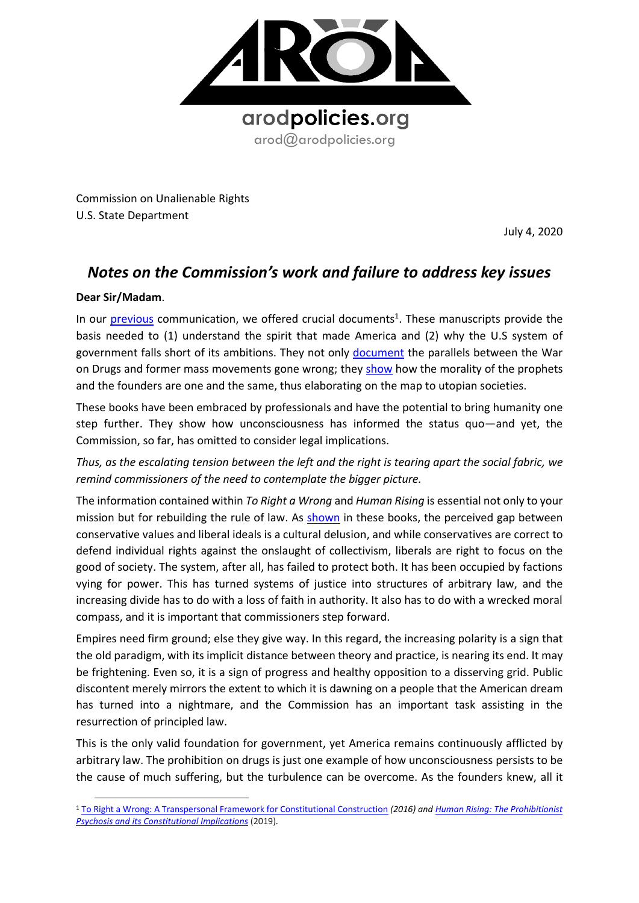arodpolicies.org
arod@arodpolicies.org

Commission on Unalienable Rights
U.S. State Department

July 4, 2020

# *Notes on the Commission's work and failure to address key issues*

**Dear Sir/Madam**.

In our previous communication, we offered crucial documents[1]. These manuscripts provide the basis needed to (1) understand the spirit that made America and (2) why the U.S system of government falls short of its ambitions. They not only document the parallels between the War on Drugs and former mass movements gone wrong; they show how the morality of the prophets and the founders are one and the same, thus elaborating on the map to utopian societies.

These books have been embraced by professionals and have the potential to bring humanity one step further. They show how unconsciousness has informed the status quo—and yet, the Commission, so far, has omitted to consider legal implications.

*Thus, as the escalating tension between the left and the right is tearing apart the social fabric, we remind commissioners of the need to contemplate the bigger picture.*

The information contained within *To Right a Wrong* and *Human Rising* is essential not only to your mission but for rebuilding the rule of law. As shown in these books, the perceived gap between conservative values and liberal ideals is a cultural delusion, and while conservatives are correct to defend individual rights against the onslaught of collectivism, liberals are right to focus on the good of society. The system, after all, has failed to protect both. It has been occupied by factions vying for power. This has turned systems of justice into structures of arbitrary law, and the increasing divide has to do with a loss of faith in authority. It also has to do with a wrecked moral compass, and it is important that commissioners step forward.

Empires need firm ground; else they give way. In this regard, the increasing polarity is a sign that the old paradigm, with its implicit distance between theory and practice, is nearing its end. It may be frightening. Even so, it is a sign of progress and healthy opposition to a disserving grid. Public discontent merely mirrors the extent to which it is dawning on a people that the American dream has turned into a nightmare, and the Commission has an important task assisting in the resurrection of principled law.

This is the only valid foundation for government, yet America remains continuously afflicted by arbitrary law. The prohibition on drugs is just one example of how unconsciousness persists to be the cause of much suffering, but the turbulence can be overcome. As the founders knew, all it

---

[1] To Right a Wrong: A Transpersonal Framework for Constitutional Construction *(2016) and* *Human Rising: The Prohibitionist Psychosis and its Constitutional Implications* (2019).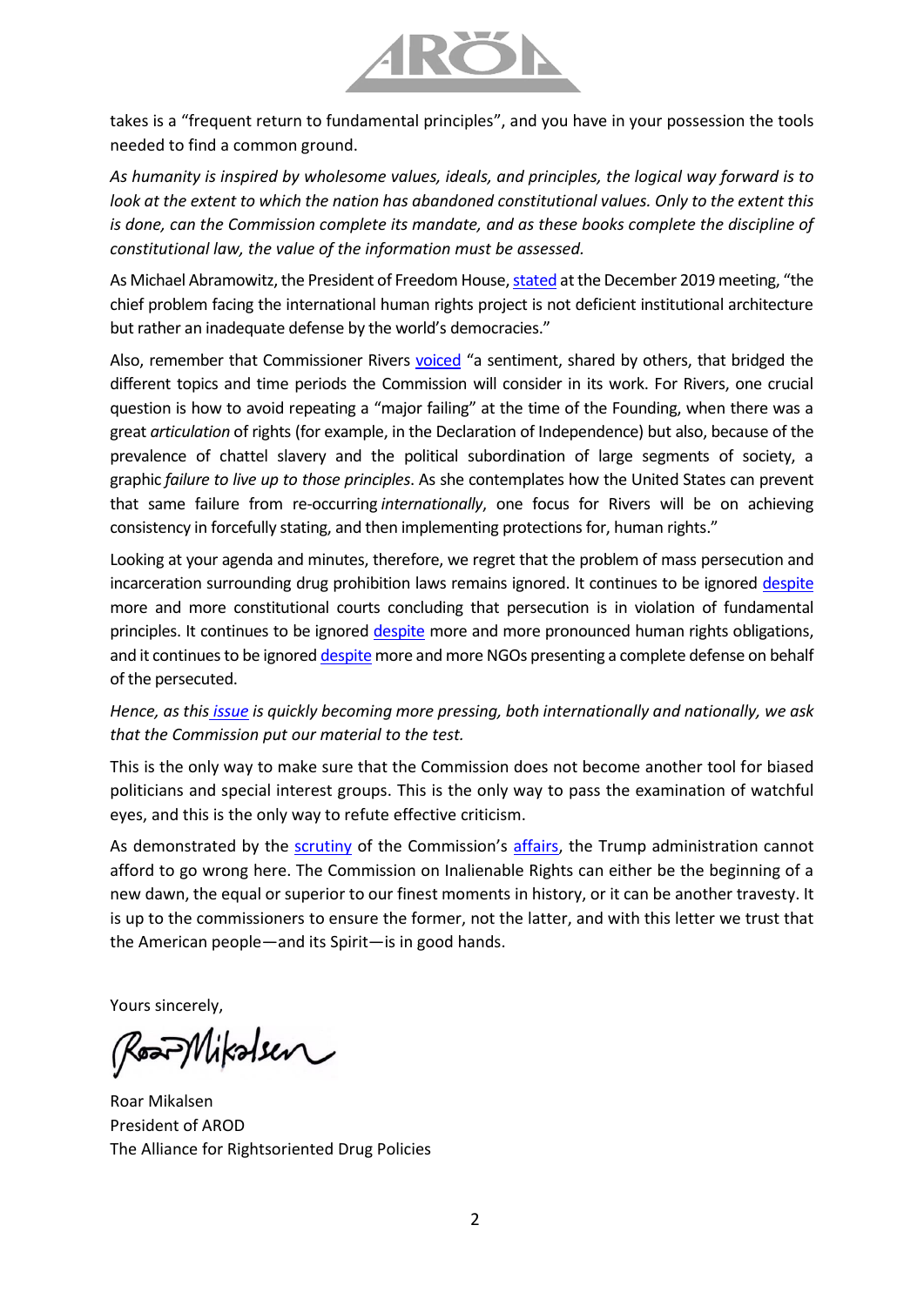takes is a "frequent return to fundamental principles", and you have in your possession the tools needed to find a common ground.

*As humanity is inspired by wholesome values, ideals, and principles, the logical way forward is to look at the extent to which the nation has abandoned constitutional values. Only to the extent this is done, can the Commission complete its mandate, and as these books complete the discipline of constitutional law, the value of the information must be assessed.*

As Michael Abramowitz, the President of Freedom House, stated at the December 2019 meeting, "the chief problem facing the international human rights project is not deficient institutional architecture but rather an inadequate defense by the world's democracies."

Also, remember that Commissioner Rivers voiced "a sentiment, shared by others, that bridged the different topics and time periods the Commission will consider in its work. For Rivers, one crucial question is how to avoid repeating a "major failing" at the time of the Founding, when there was a great *articulation* of rights (for example, in the Declaration of Independence) but also, because of the prevalence of chattel slavery and the political subordination of large segments of society, a graphic *failure to live up to those principles*. As she contemplates how the United States can prevent that same failure from re-occurring *internationally*, one focus for Rivers will be on achieving consistency in forcefully stating, and then implementing protections for, human rights."

Looking at your agenda and minutes, therefore, we regret that the problem of mass persecution and incarceration surrounding drug prohibition laws remains ignored. It continues to be ignored despite more and more constitutional courts concluding that persecution is in violation of fundamental principles. It continues to be ignored despite more and more pronounced human rights obligations, and it continues to be ignored despite more and more NGOs presenting a complete defense on behalf of the persecuted.

*Hence, as this issue is quickly becoming more pressing, both internationally and nationally, we ask that the Commission put our material to the test.*

This is the only way to make sure that the Commission does not become another tool for biased politicians and special interest groups. This is the only way to pass the examination of watchful eyes, and this is the only way to refute effective criticism.

As demonstrated by the scrutiny of the Commission's affairs, the Trump administration cannot afford to go wrong here. The Commission on Inalienable Rights can either be the beginning of a new dawn, the equal or superior to our finest moments in history, or it can be another travesty. It is up to the commissioners to ensure the former, not the latter, and with this letter we trust that the American people—and its Spirit—is in good hands.

Yours sincerely,

Roar Mikalsen

Roar Mikalsen
President of AROD
The Alliance for Rightsoriented Drug Policies